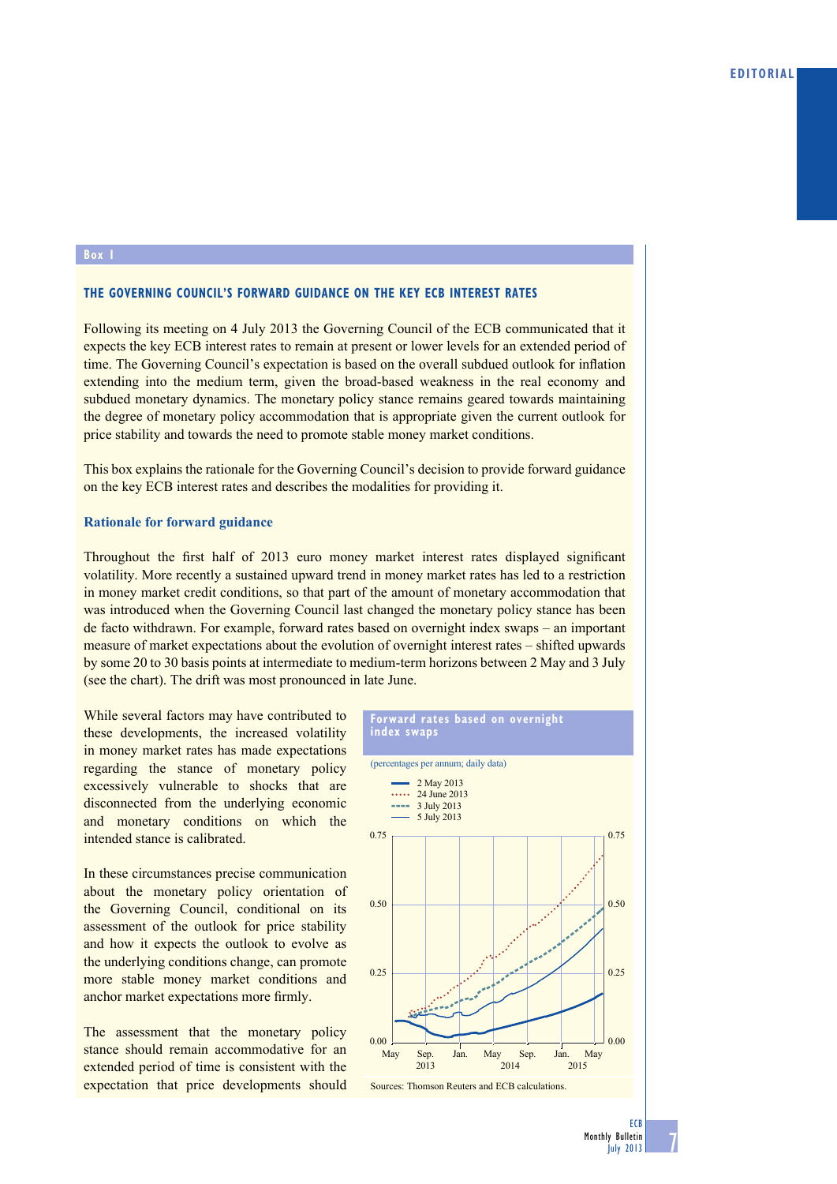## Box 1

### THE GOVERNING COUNCIL'S FORWARD GUIDANCE ON THE KEY ECB INTEREST RATES

Following its meeting on 4 July 2013 the Governing Council of the ECB communicated that it expects the key ECB interest rates to remain at present or lower levels for an extended period of time. The Governing Council's expectation is based on the overall subdued outlook for inflation extending into the medium term, given the broad-based weakness in the real economy and subdued monetary dynamics. The monetary policy stance remains geared towards maintaining the degree of monetary policy accommodation that is appropriate given the current outlook for price stability and towards the need to promote stable money market conditions.

This box explains the rationale for the Governing Council's decision to provide forward guidance on the key ECB interest rates and describes the modalities for providing it.

#### Rationale for forward guidance

Throughout the first half of 2013 euro money market interest rates displayed significant volatility. More recently a sustained upward trend in money market rates has led to a restriction in money market credit conditions, so that part of the amount of monetary accommodation that was introduced when the Governing Council last changed the monetary policy stance has been de facto withdrawn. For example, forward rates based on overnight index swaps – an important measure of market expectations about the evolution of overnight interest rates – shifted upwards by some 20 to 30 basis points at intermediate to medium-term horizons between 2 May and 3 July (see the chart). The drift was most pronounced in late June.

While several factors may have contributed to these developments, the increased volatility in money market rates has made expectations regarding the stance of monetary policy excessively vulnerable to shocks that are disconnected from the underlying economic and monetary conditions on which the intended stance is calibrated.

In these circumstances precise communication about the monetary policy orientation of the Governing Council, conditional on its assessment of the outlook for price stability and how it expects the outlook to evolve as the underlying conditions change, can promote more stable money market conditions and anchor market expectations more firmly.

The assessment that the monetary policy stance should remain accommodative for an extended period of time is consistent with the expectation that price developments should

**Forward rates based on overnight index swaps**

(percentages per annum; daily data)

Legend: 2 May 2013; 24 June 2013; 3 July 2013; 5 July 2013

Sources: Thomson Reuters and ECB calculations.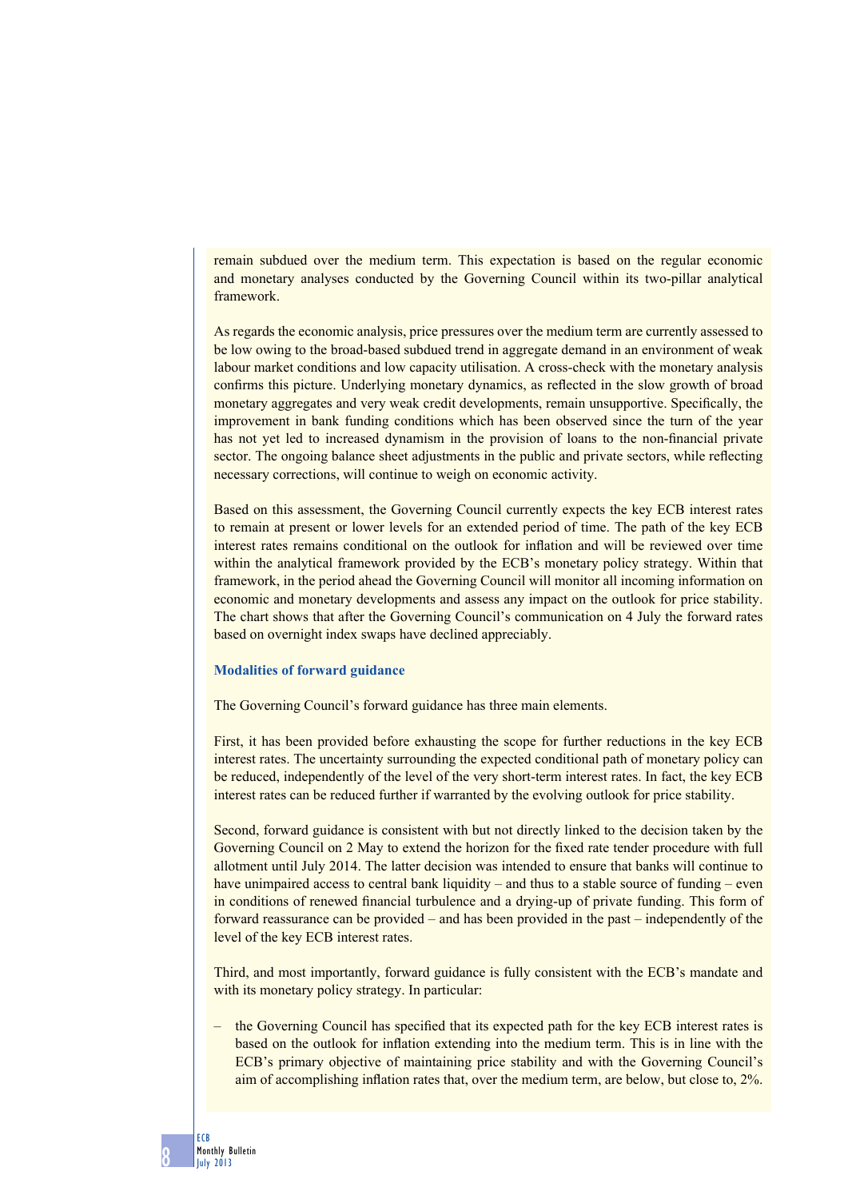remain subdued over the medium term. This expectation is based on the regular economic and monetary analyses conducted by the Governing Council within its two-pillar analytical framework.

As regards the economic analysis, price pressures over the medium term are currently assessed to be low owing to the broad-based subdued trend in aggregate demand in an environment of weak labour market conditions and low capacity utilisation. A cross-check with the monetary analysis confirms this picture. Underlying monetary dynamics, as reflected in the slow growth of broad monetary aggregates and very weak credit developments, remain unsupportive. Specifically, the improvement in bank funding conditions which has been observed since the turn of the year has not yet led to increased dynamism in the provision of loans to the non-financial private sector. The ongoing balance sheet adjustments in the public and private sectors, while reflecting necessary corrections, will continue to weigh on economic activity.

Based on this assessment, the Governing Council currently expects the key ECB interest rates to remain at present or lower levels for an extended period of time. The path of the key ECB interest rates remains conditional on the outlook for inflation and will be reviewed over time within the analytical framework provided by the ECB's monetary policy strategy. Within that framework, in the period ahead the Governing Council will monitor all incoming information on economic and monetary developments and assess any impact on the outlook for price stability. The chart shows that after the Governing Council's communication on 4 July the forward rates based on overnight index swaps have declined appreciably.

### Modalities of forward guidance

The Governing Council's forward guidance has three main elements.

First, it has been provided before exhausting the scope for further reductions in the key ECB interest rates. The uncertainty surrounding the expected conditional path of monetary policy can be reduced, independently of the level of the very short-term interest rates. In fact, the key ECB interest rates can be reduced further if warranted by the evolving outlook for price stability.

Second, forward guidance is consistent with but not directly linked to the decision taken by the Governing Council on 2 May to extend the horizon for the fixed rate tender procedure with full allotment until July 2014. The latter decision was intended to ensure that banks will continue to have unimpaired access to central bank liquidity – and thus to a stable source of funding – even in conditions of renewed financial turbulence and a drying-up of private funding. This form of forward reassurance can be provided – and has been provided in the past – independently of the level of the key ECB interest rates.

Third, and most importantly, forward guidance is fully consistent with the ECB's mandate and with its monetary policy strategy. In particular:

– the Governing Council has specified that its expected path for the key ECB interest rates is based on the outlook for inflation extending into the medium term. This is in line with the ECB's primary objective of maintaining price stability and with the Governing Council's aim of accomplishing inflation rates that, over the medium term, are below, but close to, 2%.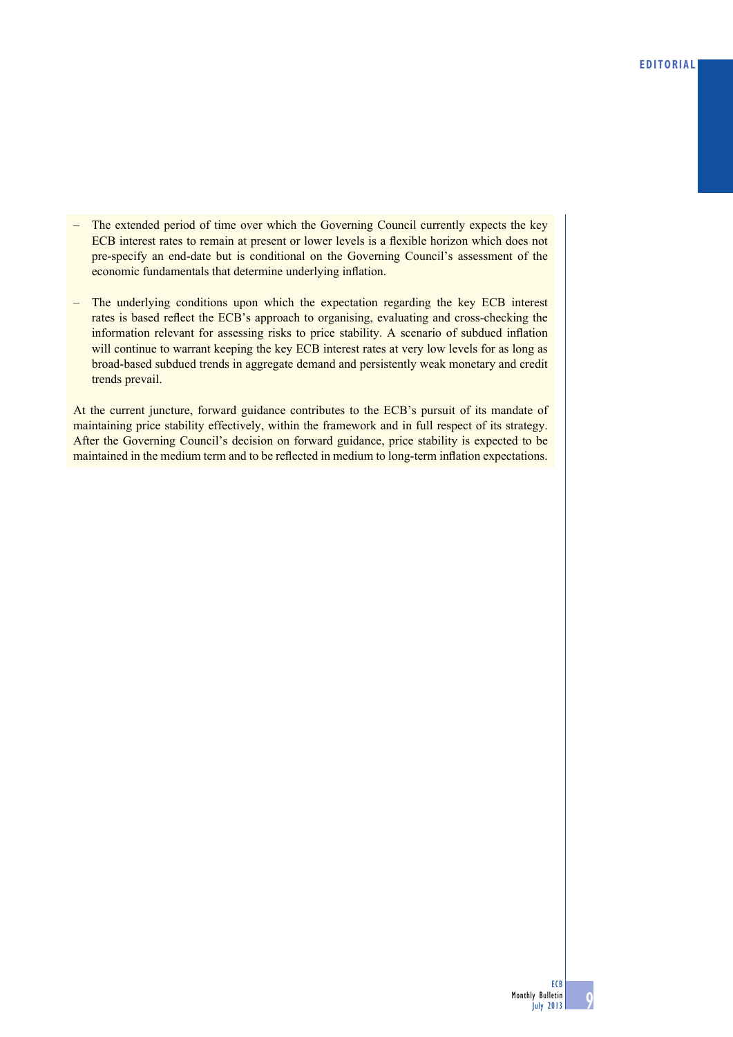– The extended period of time over which the Governing Council currently expects the key ECB interest rates to remain at present or lower levels is a flexible horizon which does not pre-specify an end-date but is conditional on the Governing Council's assessment of the economic fundamentals that determine underlying inflation.

– The underlying conditions upon which the expectation regarding the key ECB interest rates is based reflect the ECB's approach to organising, evaluating and cross-checking the information relevant for assessing risks to price stability. A scenario of subdued inflation will continue to warrant keeping the key ECB interest rates at very low levels for as long as broad-based subdued trends in aggregate demand and persistently weak monetary and credit trends prevail.

At the current juncture, forward guidance contributes to the ECB's pursuit of its mandate of maintaining price stability effectively, within the framework and in full respect of its strategy. After the Governing Council's decision on forward guidance, price stability is expected to be maintained in the medium term and to be reflected in medium to long-term inflation expectations.